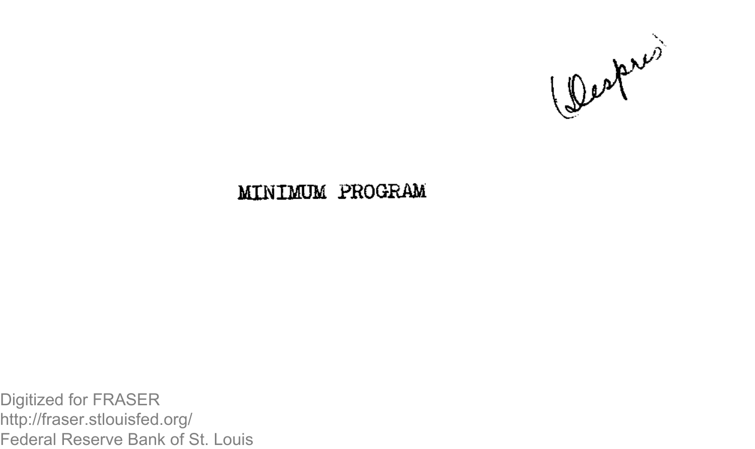(Despres)

# MINIMUM PROGRAM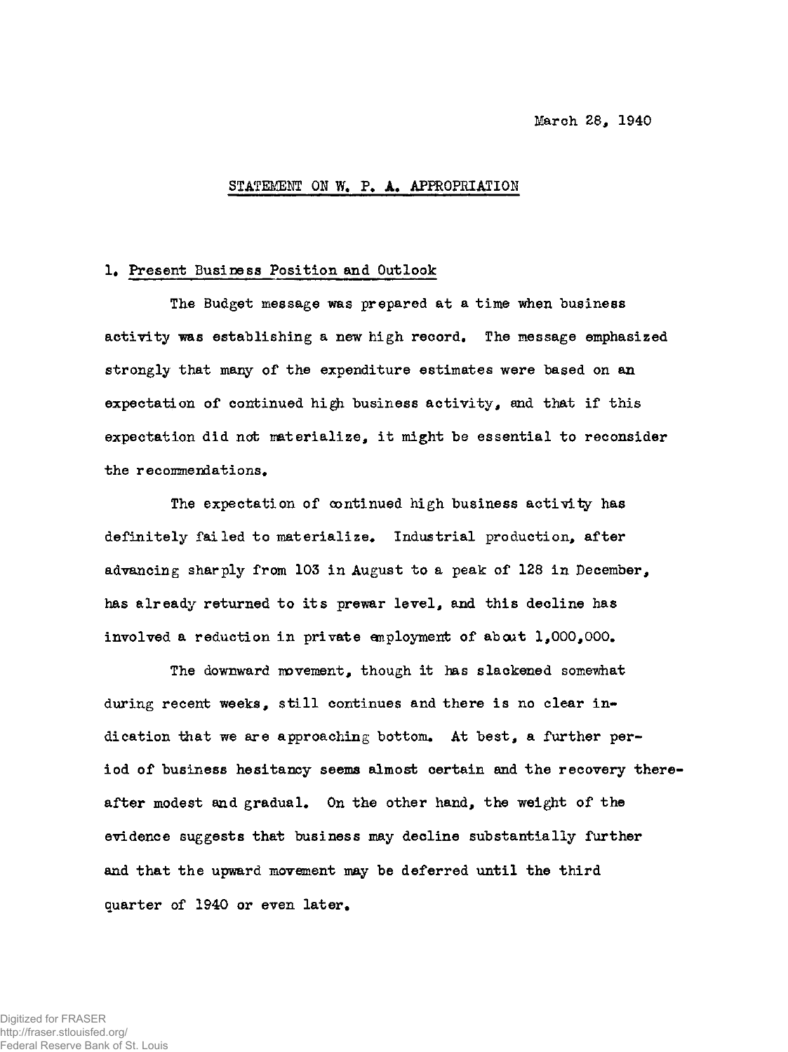March 28, 1940

## STATEMENT ON W. P. A. APPROPRIATION

### 1. Present Business Position and Outlook

The Budget message was prepared at a time when business activity was establishing a new high record. The message emphasized strongly that many of the expenditure estimates were based on an expectation of continued high business activity, and that if this expectation did not materialize, it might be essential to reconsider the recommendations.

The expectation of continued high business activity has definitely failed to materialize. Industrial production, after advancing sharply from 103 in August to a peak of 128 in December, has already returned to its prewar level, and this decline has involved a reduction in private employment of about 1,000,000.

The downward movement, though it has slackened somewhat during recent weeks, still continues and there is no clear indication that we are approaching bottom. At best, a further period of business hesitancy seems almost certain and the recovery thereafter modest and gradual. On the other hand, the weight of the evidence suggests that business may decline substantially further and that the upward movement may be deferred until the third quarter of 1940 or even later.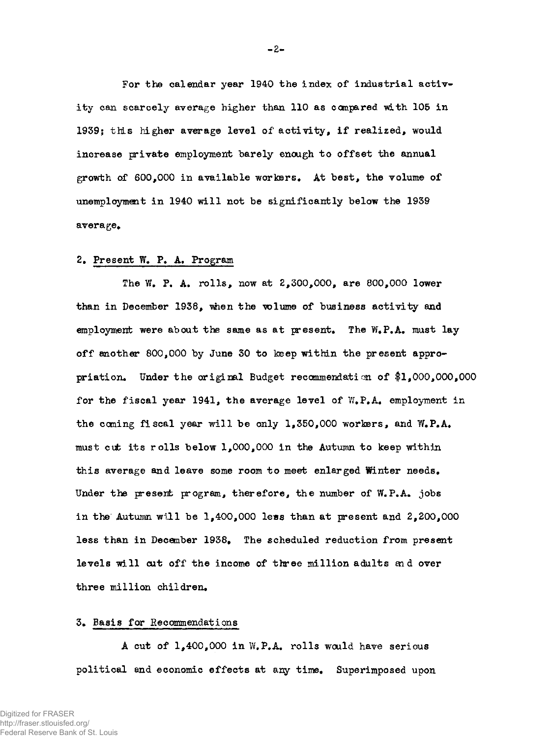For the calendar year 1940 the index of industrial activity can scarcely average higher than 110 as compared with 105 in 1939; this higher average level of activity, if realized, would increase private employment barely enough to offset the annual growth of 600,000 in available workers. At best, the volume of unemployment in 1940 will not be significantly below the 1939 average.

## 2. Present W. P. A. Program

The W. P. A. rolls, now at 2,300,000, are 800,000 lower than in December 1938, when the volume of business activity and employment were about the same as at present. The W.P.A. must lay off another 800,000 by June 30 to keep within the present appropriation. Under the original Budget recommendation of $1,000,000,000 for the fiscal year 1941, the average level of W.P.A. employment in the coming fiscal year will be only 1,350,000 workers, and W.P.A. must cut its rolls below 1,000,000 in the Autumn to keep within this average and leave some room to meet enlarged Winter needs. Under the present program, therefore, the number of W.P.A. jobs in the Autumn will be 1,400,000 less than at present and 2,200,000 less than in December 1938. The scheduled reduction from present levels will cut off the income of three million adults and over three million children.

## 3. Basis for Recommendations

A cut of 1,400,000 in W.P.A. rolls would have serious political and economic effects at any time. Superimposed upon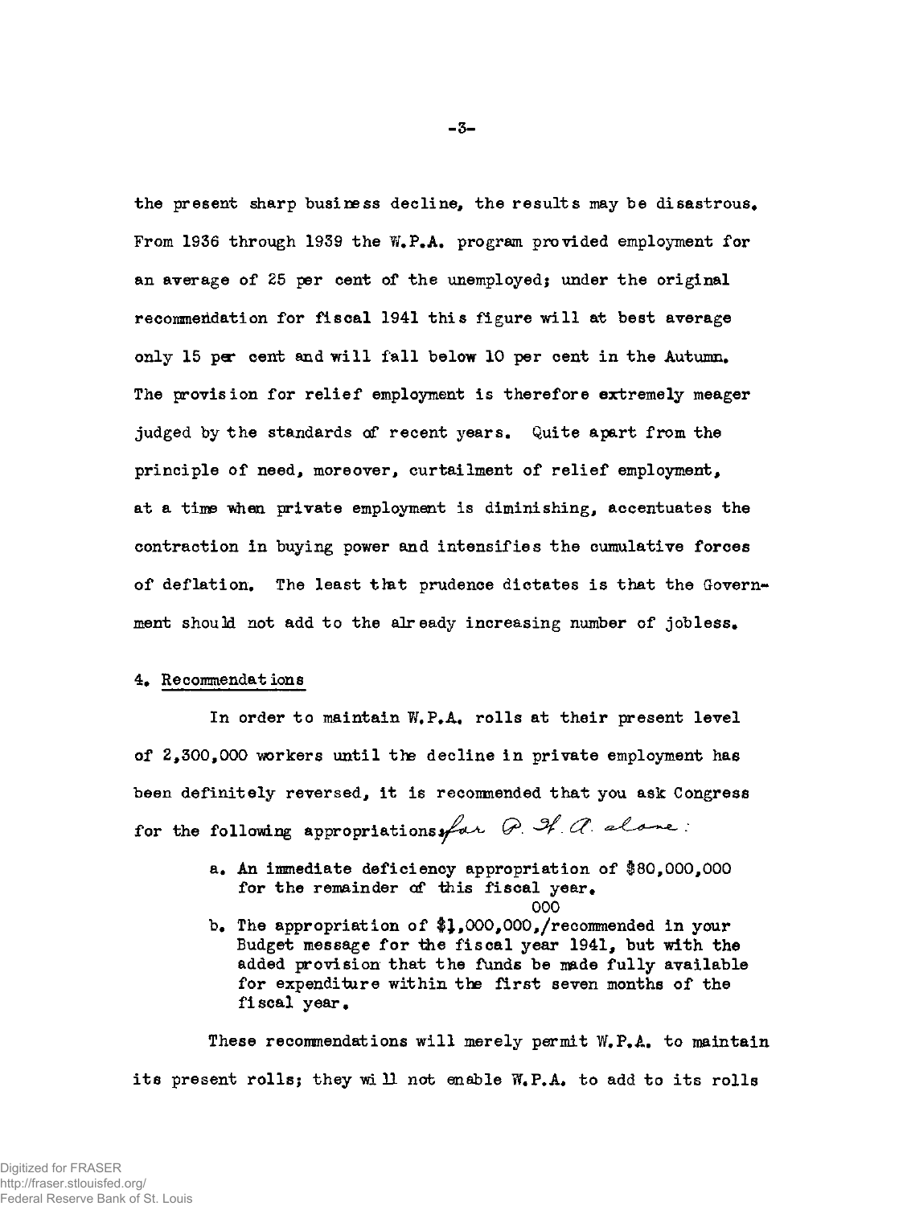the present sharp business decline, the results may be disastrous. From 1936 through 1939 the W.P.A. program provided employment for an average of 25 per cent of the unemployed; under the original recommendation for fiscal 1941 this figure will at best average only 15 per cent and will fall below 10 per cent in the Autumn. The provision for relief employment is therefore extremely meager judged by the standards of recent years. Quite apart from the principle of need, moreover, curtailment of relief employment, at a time when private employment is diminishing, accentuates the contraction in buying power and intensifies the cumulative forces of deflation. The least that prudence dictates is that the Government should not add to the already increasing number of jobless.

4. Recommendations

In order to maintain W.P.A. rolls at their present level of 2,300,000 workers until the decline in private employment has been definitely reversed, it is recommended that you ask Congress for the following appropriations, *for W.P.A. alone*:

a. An immediate deficiency appropriation of $80,000,000 for the remainder of this fiscal year.

b. The appropriation of $1,000,000,000, recommended in your Budget message for the fiscal year 1941, but with the added provision that the funds be made fully available for expenditure within the first seven months of the fiscal year.

These recommendations will merely permit W.P.A. to maintain its present rolls; they will not enable W.P.A. to add to its rolls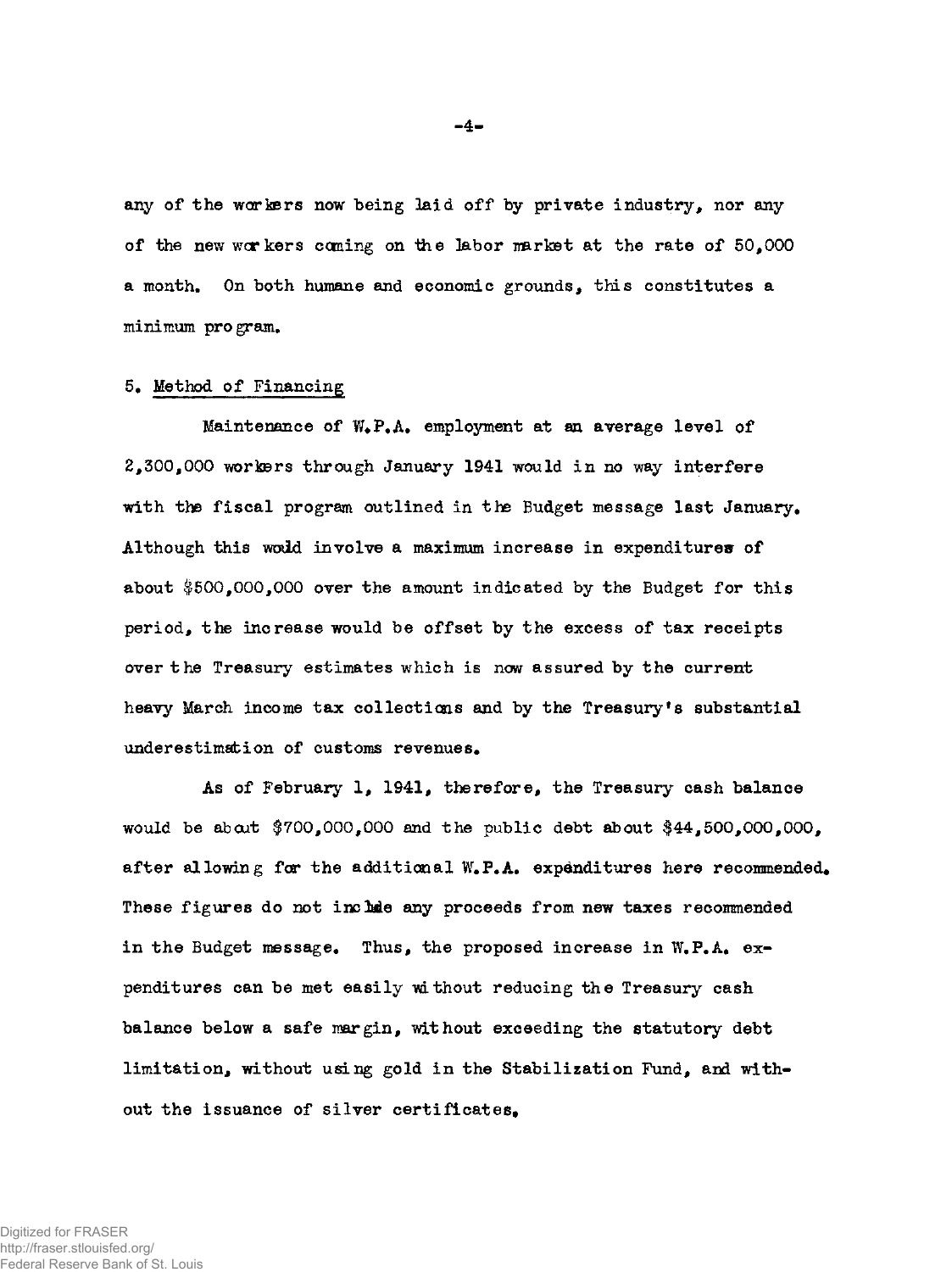any of the workers now being laid off by private industry, nor any of the new workers coming on the labor market at the rate of 50,000 a month. On both humane and economic grounds, this constitutes a minimum program.

## 5. Method of Financing

Maintenance of W.P.A. employment at an average level of 2,300,000 workers through January 1941 would in no way interfere with the fiscal program outlined in the Budget message last January. Although this would involve a maximum increase in expenditures of about $500,000,000 over the amount indicated by the Budget for this period, the increase would be offset by the excess of tax receipts over the Treasury estimates which is now assured by the current heavy March income tax collections and by the Treasury's substantial underestimation of customs revenues.

As of February 1, 1941, therefore, the Treasury cash balance would be about $700,000,000 and the public debt about $44,500,000,000, after allowing for the additional W.P.A. expenditures here recommended. These figures do not include any proceeds from new taxes recommended in the Budget message. Thus, the proposed increase in W.P.A. expenditures can be met easily without reducing the Treasury cash balance below a safe margin, without exceeding the statutory debt limitation, without using gold in the Stabilization Fund, and without the issuance of silver certificates.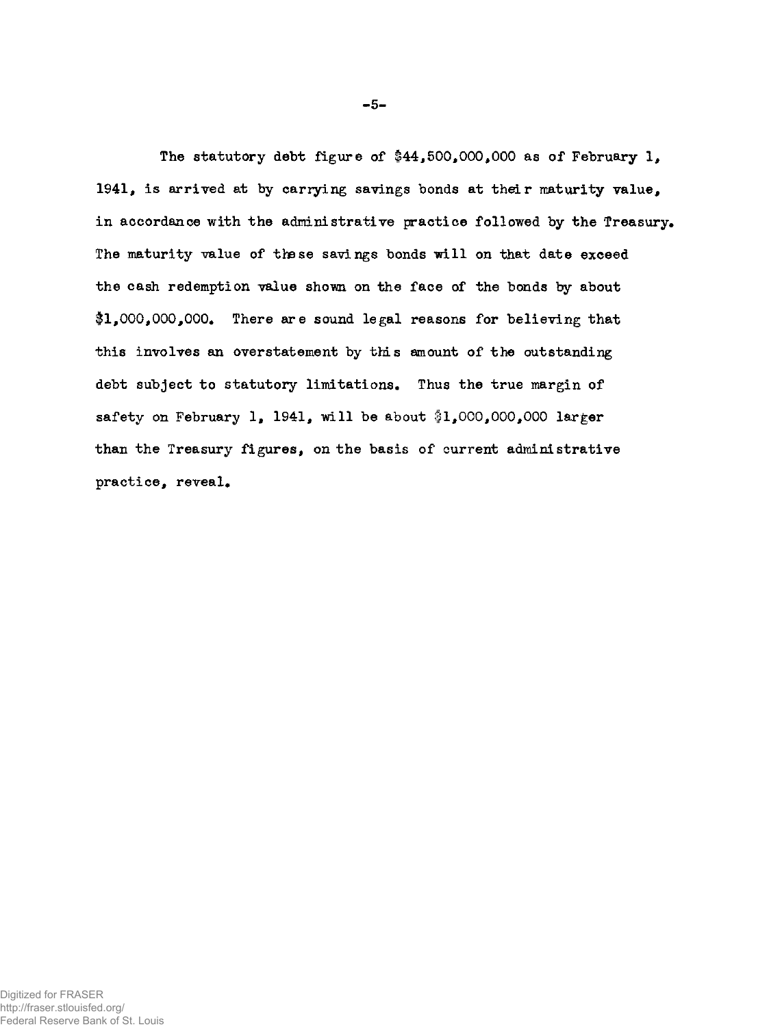The statutory debt figure of $44,500,000,000 as of February 1, 1941, is arrived at by carrying savings bonds at their maturity value, in accordance with the administrative practice followed by the Treasury. The maturity value of these savings bonds will on that date exceed the cash redemption value shown on the face of the bonds by about $1,000,000,000. There are sound legal reasons for believing that this involves an overstatement by this amount of the outstanding debt subject to statutory limitations. Thus the true margin of safety on February 1, 1941, will be about $1,000,000,000 larger than the Treasury figures, on the basis of current administrative practice, reveal.